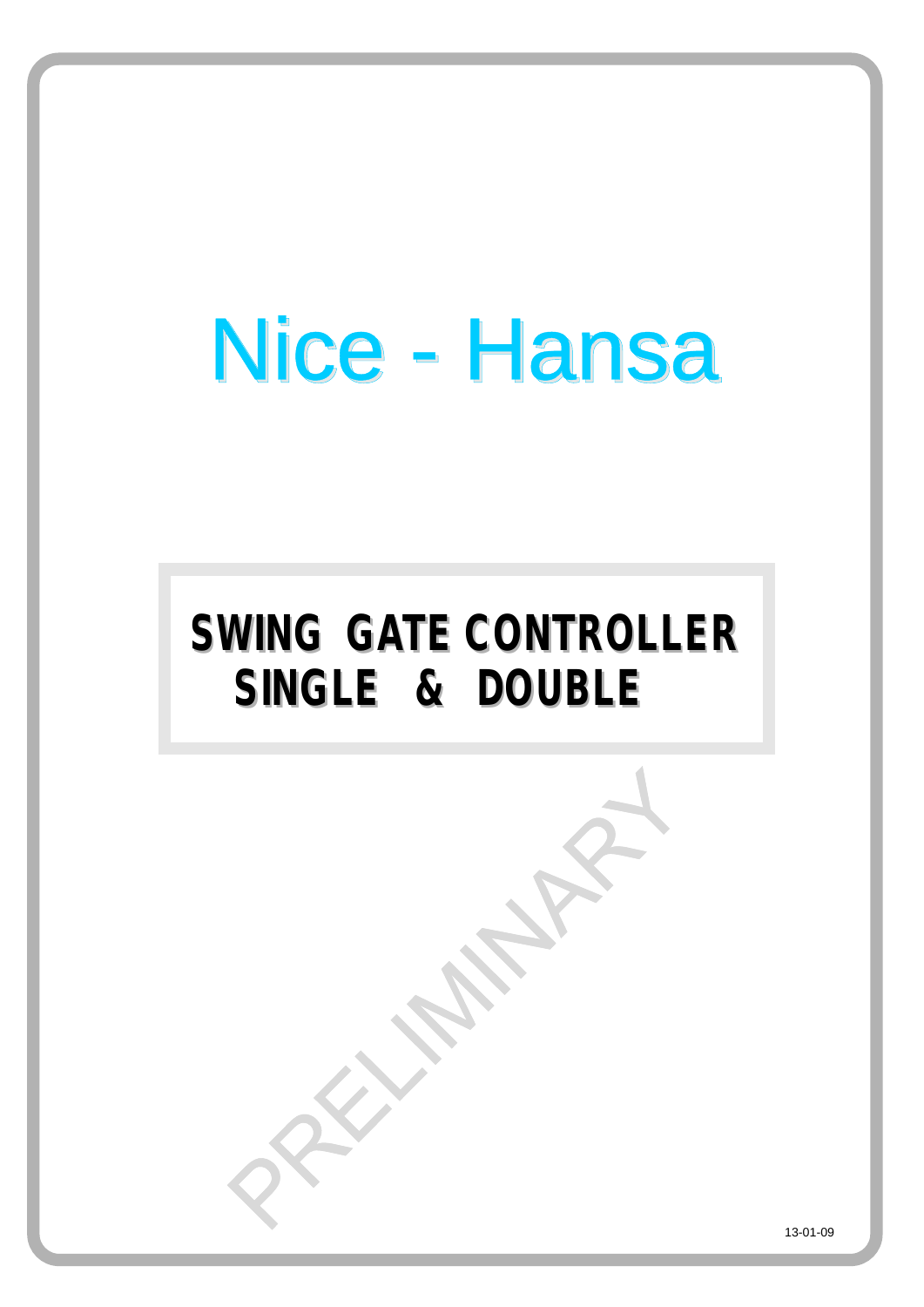# Nice - Hansa

## SWING GATE CONTROLLER
## SINGLE & DOUBLE

PRELIMINARY

13-01-09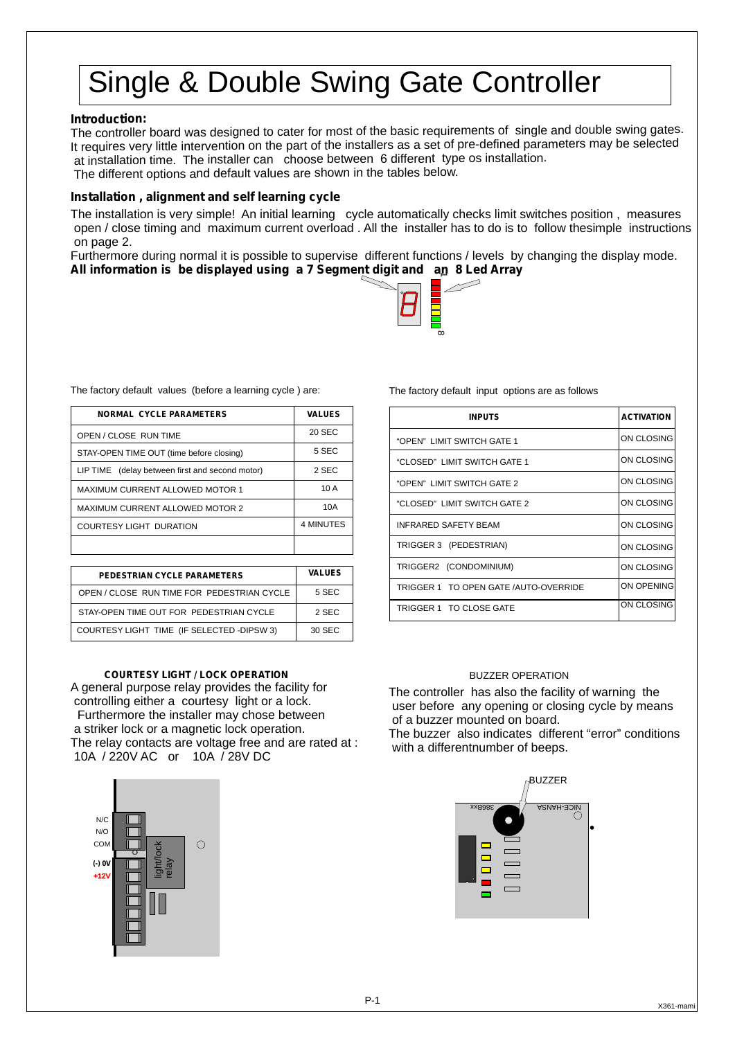# Single & Double Swing Gate Controller

**Introduction:**

The controller board was designed to cater for most of the basic requirements of single and double swing gates. It requires very little intervention on the part of the installers as a set of pre-defined parameters may be selected at installation time. The installer can choose between 6 different type os installation.
The different options and default values are shown in the tables below.

**Installation , alignment and self learning cycle**

The installation is very simple! An initial learning cycle automatically checks limit switches position , measures open / close timing and maximum current overload . All the installer has to do is to follow thesimple instructions on page 2.
Furthermore during normal it is possible to supervise different functions / levels by changing the display mode.
**All information is be displayed using a 7 Segment digit and an 8 Led Array**

The factory default values (before a learning cycle ) are:

| NORMAL CYCLE PARAMETERS | VALUES |
|---|---|
| OPEN / CLOSE RUN TIME | 20 SEC |
| STAY-OPEN TIME OUT (time before closing) | 5 SEC |
| LIP TIME (delay between first and second motor) | 2 SEC |
| MAXIMUM CURRENT ALLOWED MOTOR 1 | 10 A |
| MAXIMUM CURRENT ALLOWED MOTOR 2 | 10A |
| COURTESY LIGHT DURATION | 4 MINUTES |
| | |

| PEDESTRIAN CYCLE PARAMETERS | VALUES |
|---|---|
| OPEN / CLOSE RUN TIME FOR PEDESTRIAN CYCLE | 5 SEC |
| STAY-OPEN TIME OUT FOR PEDESTRIAN CYCLE | 2 SEC |
| COURTESY LIGHT TIME (IF SELECTED -DIPSW 3) | 30 SEC |

The factory default input options are as follows

| INPUTS | ACTIVATION |
|---|---|
| "OPEN" LIMIT SWITCH GATE 1 | ON CLOSING |
| "CLOSED" LIMIT SWITCH GATE 1 | ON CLOSING |
| "OPEN" LIMIT SWITCH GATE 2 | ON CLOSING |
| "CLOSED" LIMIT SWITCH GATE 2 | ON CLOSING |
| INFRARED SAFETY BEAM | ON CLOSING |
| TRIGGER 3 (PEDESTRIAN) | ON CLOSING |
| TRIGGER2 (CONDOMINIUM) | ON CLOSING |
| TRIGGER 1 TO OPEN GATE /AUTO-OVERRIDE | ON OPENING |
| TRIGGER 1 TO CLOSE GATE | ON CLOSING |

**COURTESY LIGHT / LOCK OPERATION**

A general purpose relay provides the facility for controlling either a courtesy light or a lock.
Furthermore the installer may chose between a striker lock or a magnetic lock operation.
The relay contacts are voltage free and are rated at :
10A / 220V AC or 10A / 28V DC

N/C
N/O
COM
(-) 0V
+12V
light/lock relay

BUZZER OPERATION

The controller has also the facility of warning the user before any opening or closing cycle by means of a buzzer mounted on board.
The buzzer also indicates different "error" conditions with a differentnumber of beeps.

BUZZER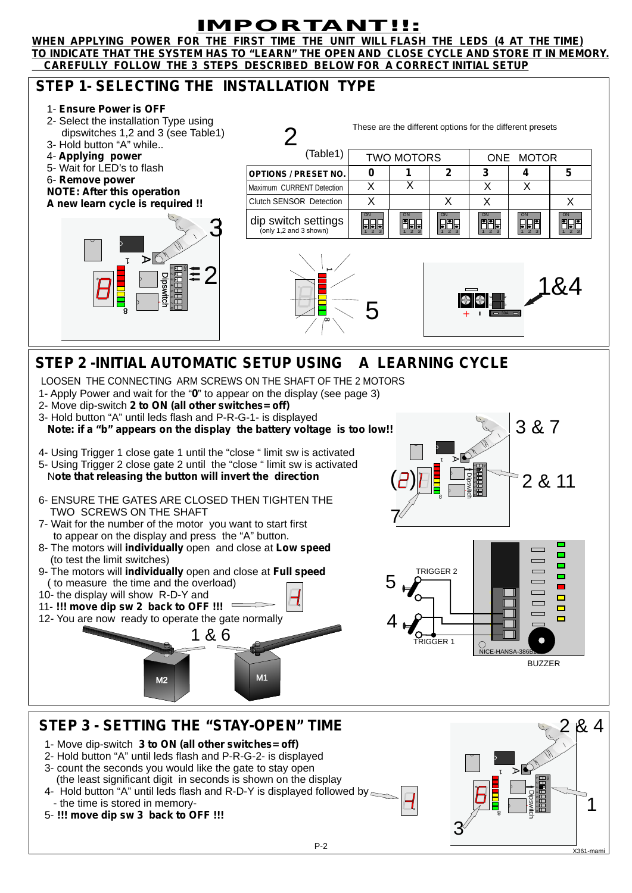# IMPORTANT!!:

**WHEN APPLYING POWER FOR THE FIRST TIME THE UNIT WILL FLASH THE LEDS (4 AT THE TIME) TO INDICATE THAT THE SYSTEM HAS TO "LEARN" THE OPEN AND CLOSE CYCLE AND STORE IT IN MEMORY. CAREFULLY FOLLOW THE 3 STEPS DESCRIBED BELOW FOR A CORRECT INITIAL SETUP**

## STEP 1- SELECTING THE INSTALLATION TYPE

1- **Ensure Power is OFF**
2- Select the installation Type using dipswitches 1,2 and 3 (see Table1)
3- Hold button "A" while..
4- **Applying power**
5- Wait for LED's to flash
6- **Remove power**

**NOTE: After this operation**
**A new learn cycle is required !!**

These are the different options for the different presets

(Table1)

| | TWO MOTORS | | | ONE MOTOR | | |
|---|---|---|---|---|---|---|
| **OPTIONS / PRESET NO.** | **0** | **1** | **2** | **3** | **4** | **5** |
| Maximum CURRENT Detection | X | X | | X | X | |
| Clutch SENSOR Detection | X | | X | X | | X |
| dip switch settings (only 1,2 and 3 shown) | | | | | | |

## STEP 2 -INITIAL AUTOMATIC SETUP USING A LEARNING CYCLE

LOOSEN THE CONNECTING ARM SCREWS ON THE SHAFT OF THE 2 MOTORS

1- Apply Power and wait for the "**0**" to appear on the display (see page 3)
2- Move dip-switch **2 to ON (all other switches= off)**
3- Hold button "A" until leds flash and P-R-G-1- is displayed
**Note: if a "b" appears on the display the battery voltage is too low!!**

4- Using Trigger 1 close gate 1 until the "close " limit sw is activated
5- Using Trigger 2 close gate 2 until the "close " limit sw is activated
N**ote that releasing the button will invert the direction**

6- ENSURE THE GATES ARE CLOSED THEN TIGHTEN THE TWO SCREWS ON THE SHAFT
7- Wait for the number of the motor you want to start first to appear on the display and press the "A" button.
8- The motors will **individually** open and close at **Low speed** (to test the limit switches)
9- The motors will **individually** open and close at **Full speed** ( to measure the time and the overload)
10- the display will show R-D-Y and
11- **!!! move dip sw 2 back to OFF !!!**
12- You are now ready to operate the gate normally

## STEP 3 - SETTING THE "STAY-OPEN" TIME

1- Move dip-switch **3 to ON (all other switches= off)**
2- Hold button "A" until leds flash and P-R-G-2- is displayed
3- count the seconds you would like the gate to stay open (the least significant digit in seconds is shown on the display
4- Hold button "A" until leds flash and R-D-Y is displayed followed by - the time is stored in memory-
5- **!!! move dip sw 3 back to OFF !!!**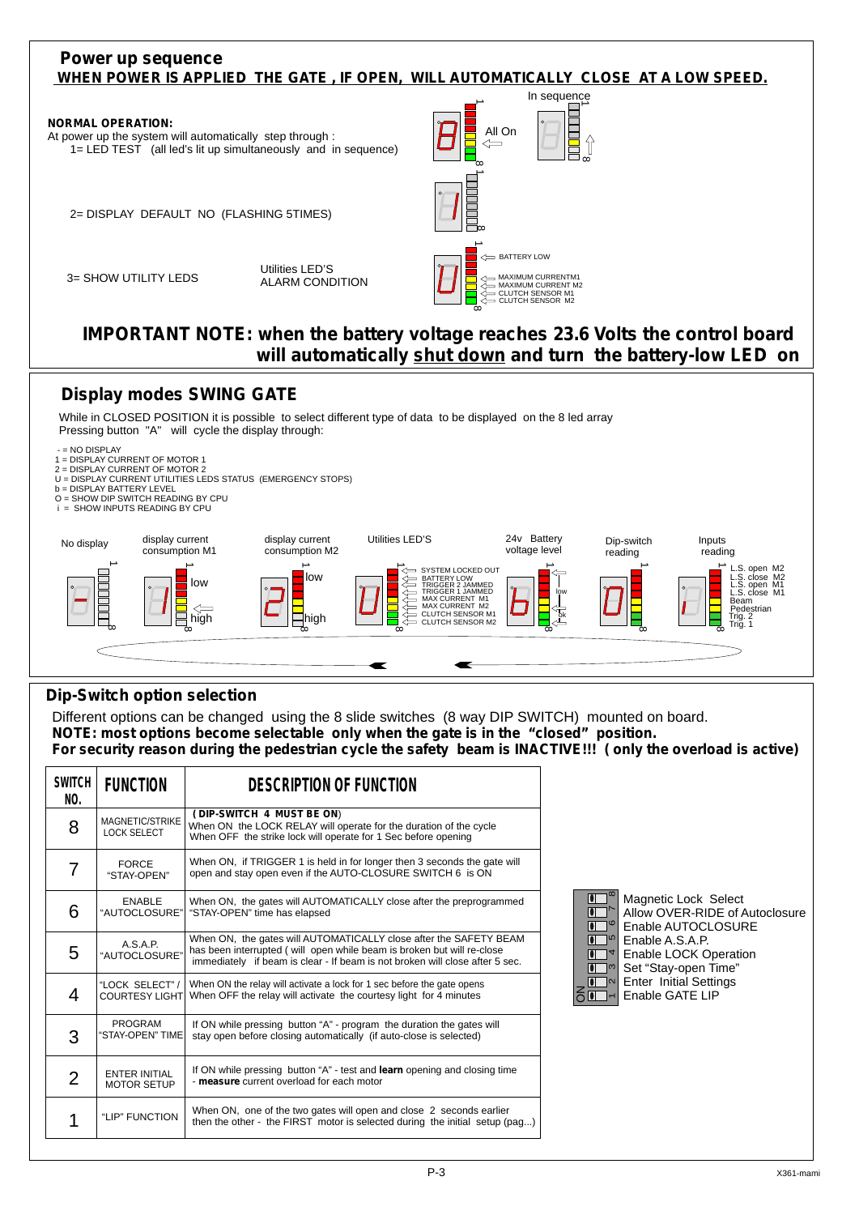## Power up sequence

**WHEN POWER IS APPLIED THE GATE , IF OPEN, WILL AUTOMATICALLY CLOSE AT A LOW SPEED.**

**NORMAL OPERATION:**

At power up the system will automatically step through :

1= LED TEST (all led's lit up simultaneously and in sequence)

All On — In sequence

2= DISPLAY DEFAULT NO (FLASHING 5TIMES)

3= SHOW UTILITY LEDS — Utilities LED'S ALARM CONDITION

- BATTERY LOW
- MAXIMUM CURRENTM1
- MAXIMUM CURRENT M2
- CLUTCH SENSOR M1
- CLUTCH SENSOR M2

**IMPORTANT NOTE: when the battery voltage reaches 23.6 Volts the control board will automatically <u>shut down</u> and turn the battery-low LED on**

## Display modes SWING GATE

While in CLOSED POSITION it is possible to select different type of data to be displayed on the 8 led array
Pressing button "A" will cycle the display through:

- \- = NO DISPLAY
- 1 = DISPLAY CURRENT OF MOTOR 1
- 2 = DISPLAY CURRENT OF MOTOR 2
- U = DISPLAY CURRENT UTILITIES LEDS STATUS (EMERGENCY STOPS)
- b = DISPLAY BATTERY LEVEL
- O = SHOW DIP SWITCH READING BY CPU
- i = SHOW INPUTS READING BY CPU

No display | display current consumption M1 (low – high) | display current consumption M2 (low – high) | Utilities LED'S | 24v Battery voltage level (low – ok) | Dip-switch reading | Inputs reading

Utilities LED'S:
- SYSTEM LOCKED OUT
- BATTERY LOW
- TRIGGER 2 JAMMED
- TRIGGER 1 JAMMED
- MAX CURRENT M1
- MAX CURRENT M2
- CLUTCH SENSOR M1
- CLUTCH SENSOR M2

Inputs reading:
- L.S. open M2
- L.S. close M2
- L.S. open M1
- L.S. close M1
- Beam
- Pedestrian
- Trig. 2
- Trig. 1

## Dip-Switch option selection

Different options can be changed using the 8 slide switches (8 way DIP SWITCH) mounted on board.
**NOTE: most options become selectable only when the gate is in the "closed" position.**
**For security reason during the pedestrian cycle the safety beam is INACTIVE!!! ( only the overload is active)**

| SWITCH NO. | FUNCTION | DESCRIPTION OF FUNCTION |
|---|---|---|
| 8 | MAGNETIC/STRIKE LOCK SELECT | **( DIP-SWITCH 4 MUST BE ON)** When ON the LOCK RELAY will operate for the duration of the cycle. When OFF the strike lock will operate for 1 Sec before opening |
| 7 | FORCE "STAY-OPEN" | When ON, if TRIGGER 1 is held in for longer then 3 seconds the gate will open and stay open even if the AUTO-CLOSURE SWITCH 6 is ON |
| 6 | ENABLE "AUTOCLOSURE" | When ON, the gates will AUTOMATICALLY close after the preprogrammed "STAY-OPEN" time has elapsed |
| 5 | A.S.A.P. "AUTOCLOSURE" | When ON, the gates will AUTOMATICALLY close after the SAFETY BEAM has been interrupted ( will open while beam is broken but will re-close immediately if beam is clear - If beam is not broken will close after 5 sec. |
| 4 | "LOCK SELECT" / COURTESY LIGHT | When ON the relay will activate a lock for 1 sec before the gate opens. When OFF the relay will activate the courtesy light for 4 minutes |
| 3 | PROGRAM "STAY-OPEN" TIME | If ON while pressing button "A" - program the duration the gates will stay open before closing automatically (if auto-close is selected) |
| 2 | ENTER INITIAL MOTOR SETUP | If ON while pressing button "A" - test and **learn** opening and closing time - **measure** current overload for each motor |
| 1 | "LIP" FUNCTION | When ON, one of the two gates will open and close 2 seconds earlier then the other - the FIRST motor is selected during the initial setup (pag...) |

- 8 Magnetic Lock Select
- 7 Allow OVER-RIDE of Autoclosure
- 6 Enable AUTOCLOSURE
- 5 Enable A.S.A.P.
- 4 Enable LOCK Operation
- 3 Set "Stay-open Time"
- 2 Enter Initial Settings
- 1 Enable GATE LIP

ON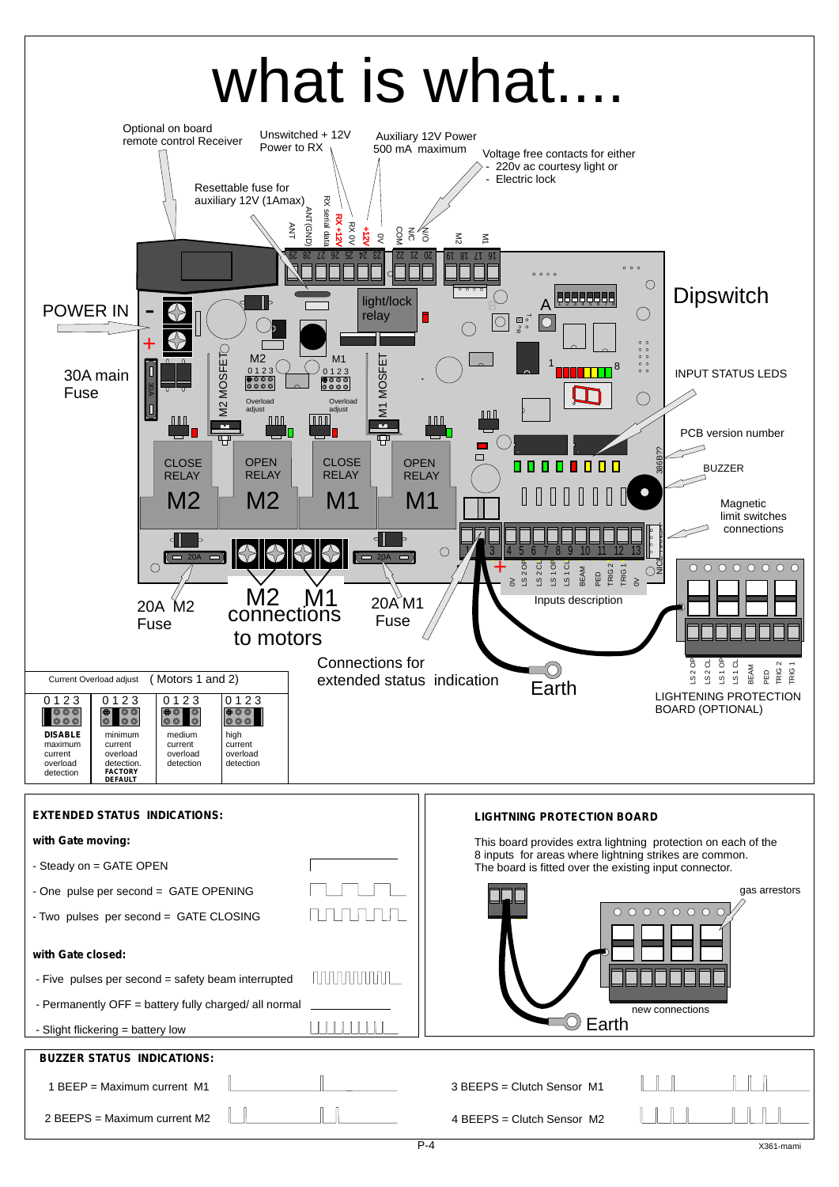# what is what....

Optional on board remote control Receiver

Unswitched + 12V Power to RX

Auxiliary 12V Power 500 mA maximum

Voltage free contacts for either
- 220v ac courtesy light or
- Electric lock

Resettable fuse for auxiliary 12V (1Amax)

ANT, ANT (GND), RX serial data, RX +12V, RX 0V, +12V, 0V, COM, N/C, N/O, M2, M1

29 28 27 26 25 24 23 22 21 20 19 18 17 16

POWER IN

30A main Fuse

light/lock relay

Dipswitch

INPUT STATUS LEDS

PCB version number

BUZZER

Magnetic limit switches connections

M2 MOSFET / M1 MOSFET

Overload adjust

CLOSE RELAY M2 | OPEN RELAY M2 | CLOSE RELAY M1 | OPEN RELAY M1

20A M2 Fuse

M2 M1 connections to motors

20A M1 Fuse

Connections for extended status indication

Earth

Inputs description

0V, LS 2 OP, LS 2 CL, LS 1 OP, LS 1 CL, BEAM, PED, TRIG 2, TRIG 1, 0V

LIGHTENING PROTECTION BOARD (OPTIONAL)

| Current Overload adjust ( Motors 1 and 2) | | | |
|---|---|---|---|
| 0 1 2 3 | 0 1 2 3 | 0 1 2 3 | 0 1 2 3 |
| **DISABLE** maximum current overload detection | minimum current overload detection. **FACTORY DEFAULT** | medium current overload detection | high current overload detection |

## EXTENDED STATUS INDICATIONS:

**with Gate moving:**

- Steady on = GATE OPEN
- One pulse per second = GATE OPENING
- Two pulses per second = GATE CLOSING

**with Gate closed:**

- Five pulses per second = safety beam interrupted
- Permanently OFF = battery fully charged/ all normal
- Slight flickering = battery low

## LIGHTNING PROTECTION BOARD

This board provides extra lightning protection on each of the 8 inputs for areas where lightning strikes are common. The board is fitted over the existing input connector.

gas arrestors

new connections

Earth

## BUZZER STATUS INDICATIONS:

1 BEEP = Maximum current M1

2 BEEPS = Maximum current M2

3 BEEPS = Clutch Sensor M1

4 BEEPS = Clutch Sensor M2

X361-mami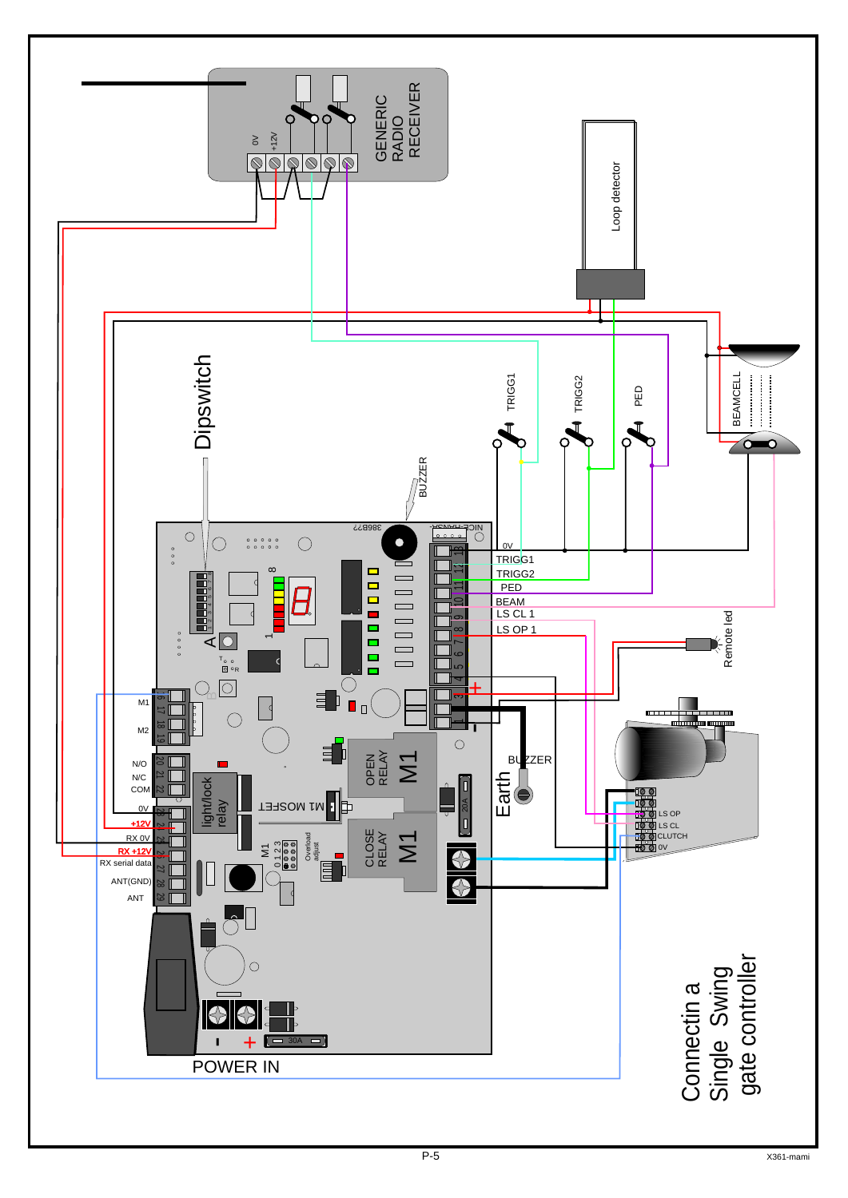# Connectin a Single Swing gate controller

GENERIC RADIO RECEIVER

0V +12V

Loop detector

Dipswitch

BUZZER

TRIGG1 TRIGG2 PED

BEAMCELL

0V
TRIGG1
TRIGG2
PED
BEAM
LS CL 1
LS OP 1

Remote led

M1
M2

N/O
N/C
COM

0V
+12V
RX 0V
RX +12V
RX serial data
ANT(GND)
ANT

light/lock relay

M1 MOSFET

OPEN RELAY M1

CLOSE RELAY M1

Earth

BUZZER

LS OP
LS CL
CLUTCH
0V

Overload adjust

20A

30A

POWER IN

X361-mami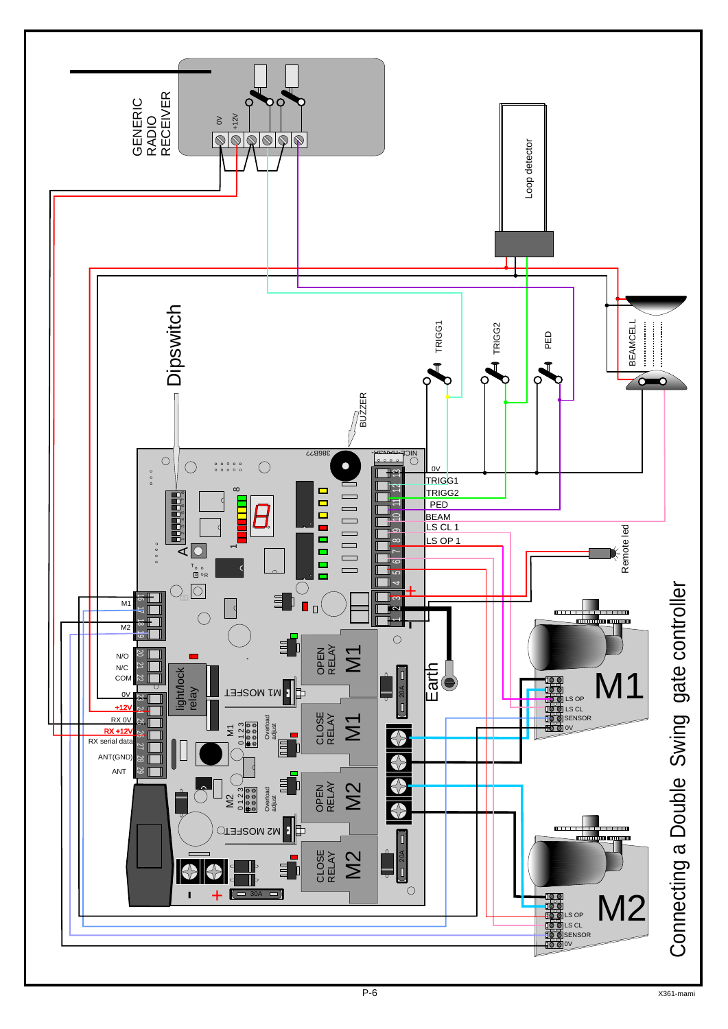# Connecting a Double Swing gate controller

GENERIC RADIO RECEIVER

0V +12V

Loop detector

Dipswitch

BUZZER

TRIGG1 TRIGG2 PED

BEAMCELL

Remote led

0V
TRIGG1
TRIGG2
PED
BEAM
LS CL 1
LS OP 1

M1
M2

N/O
N/C
COM

0V
+12V
RX 0V
RX +12V
RX serial data
ANT(GND)
ANT

light/lock relay

M1 MOSFET

M2 MOSFET

OPEN RELAY M1

CLOSE RELAY M1

OPEN RELAY M2

CLOSE RELAY M2

Earth

20A

30A

M1 Overload adjust

M2 Overload adjust

M1
LS OP
LS CL
SENSOR
0V

M2
LS OP
LS CL
SENSOR
0V

X361-mami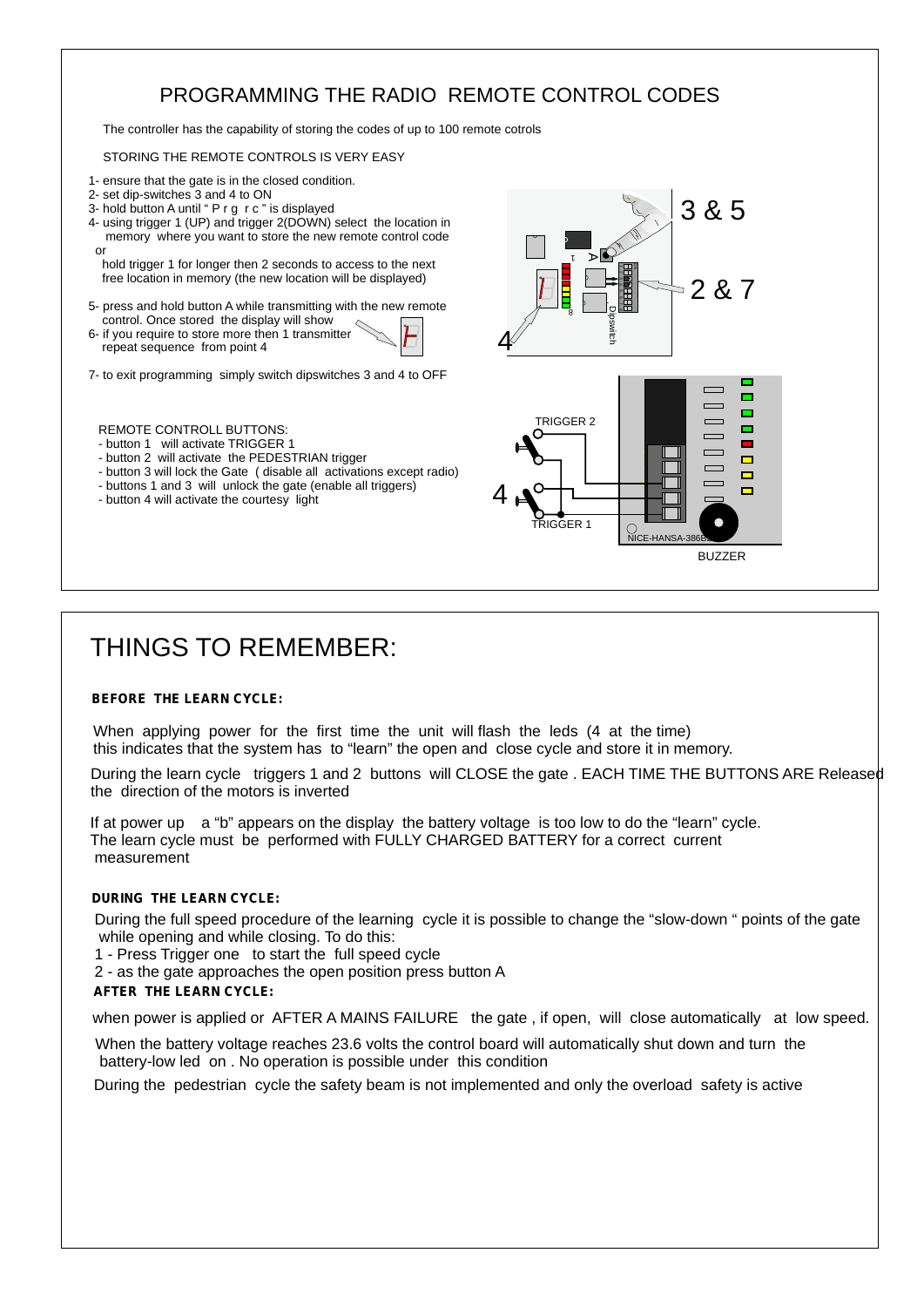# PROGRAMMING THE RADIO REMOTE CONTROL CODES

The controller has the capability of storing the codes of up to 100 remote cotrols

STORING THE REMOTE CONTROLS IS VERY EASY

1- ensure that the gate is in the closed condition.
2- set dip-switches 3 and 4 to ON
3- hold button A until " P r g r c " is displayed
4- using trigger 1 (UP) and trigger 2(DOWN) select the location in memory where you want to store the new remote control code
 or
 hold trigger 1 for longer then 2 seconds to access to the next free location in memory (the new location will be displayed)

5- press and hold button A while transmitting with the new remote control. Once stored the display will show
6- if you require to store more then 1 transmitter repeat sequence from point 4

7- to exit programming simply switch dipswitches 3 and 4 to OFF

REMOTE CONTROLL BUTTONS:
- button 1 will activate TRIGGER 1
- button 2 will activate the PEDESTRIAN trigger
- button 3 will lock the Gate ( disable all activations except radio)
- buttons 1 and 3 will unlock the gate (enable all triggers)
- button 4 will activate the courtesy light

3 & 5

2 & 7

4

TRIGGER 2

TRIGGER 1

NICE-HANSA-386B

BUZZER

# THINGS TO REMEMBER:

**BEFORE THE LEARN CYCLE:**

When applying power for the first time the unit will flash the leds (4 at the time) this indicates that the system has to "learn" the open and close cycle and store it in memory.

During the learn cycle triggers 1 and 2 buttons will CLOSE the gate . EACH TIME THE BUTTONS ARE Released the direction of the motors is inverted

If at power up a "b" appears on the display the battery voltage is too low to do the "learn" cycle. The learn cycle must be performed with FULLY CHARGED BATTERY for a correct current measurement

**DURING THE LEARN CYCLE:**

During the full speed procedure of the learning cycle it is possible to change the "slow-down " points of the gate while opening and while closing. To do this:

1 - Press Trigger one to start the full speed cycle

2 - as the gate approaches the open position press button A

**AFTER THE LEARN CYCLE:**

when power is applied or AFTER A MAINS FAILURE the gate , if open, will close automatically at low speed.

When the battery voltage reaches 23.6 volts the control board will automatically shut down and turn the battery-low led on . No operation is possible under this condition

During the pedestrian cycle the safety beam is not implemented and only the overload safety is active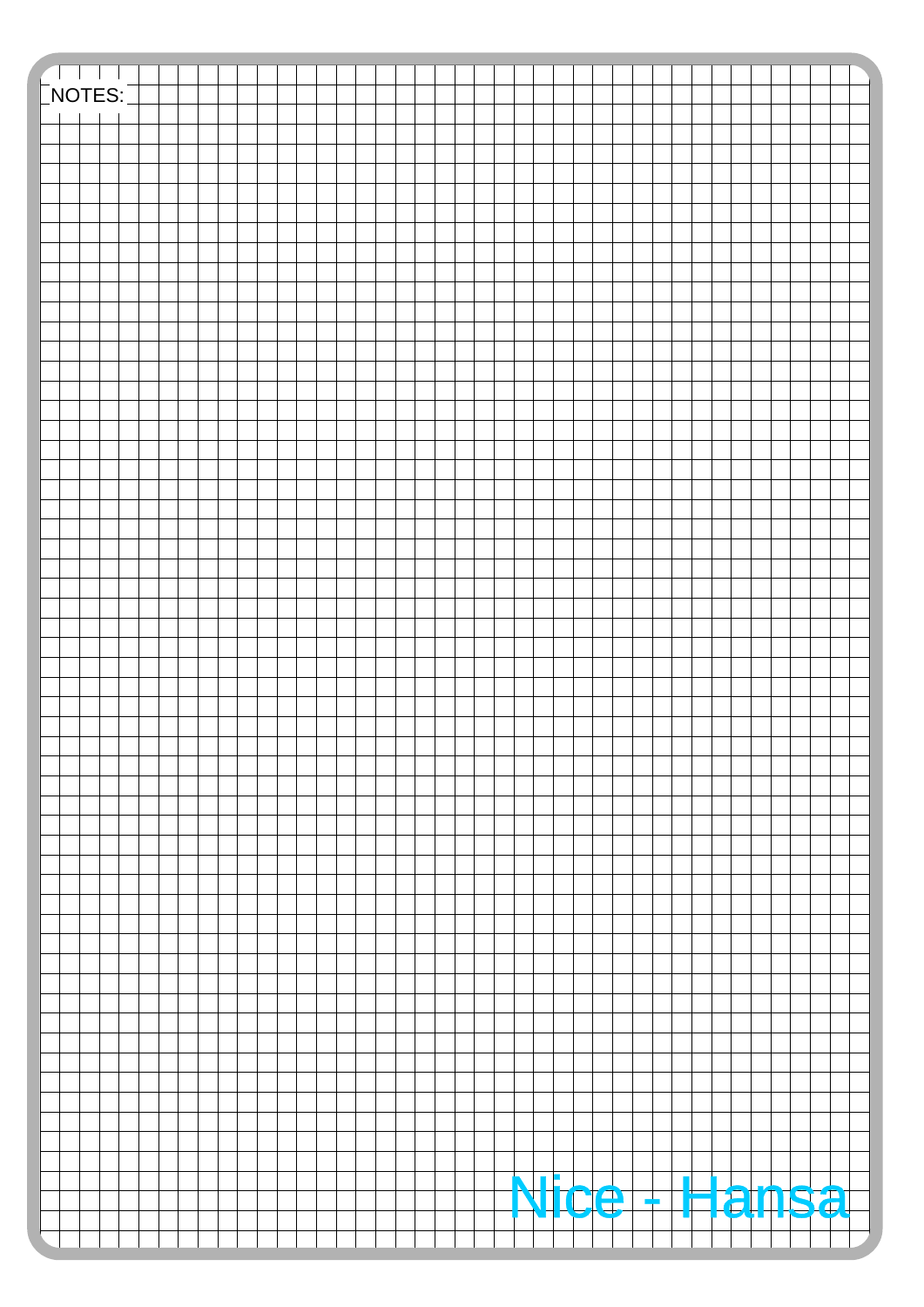NOTES:

Nice - Hansa